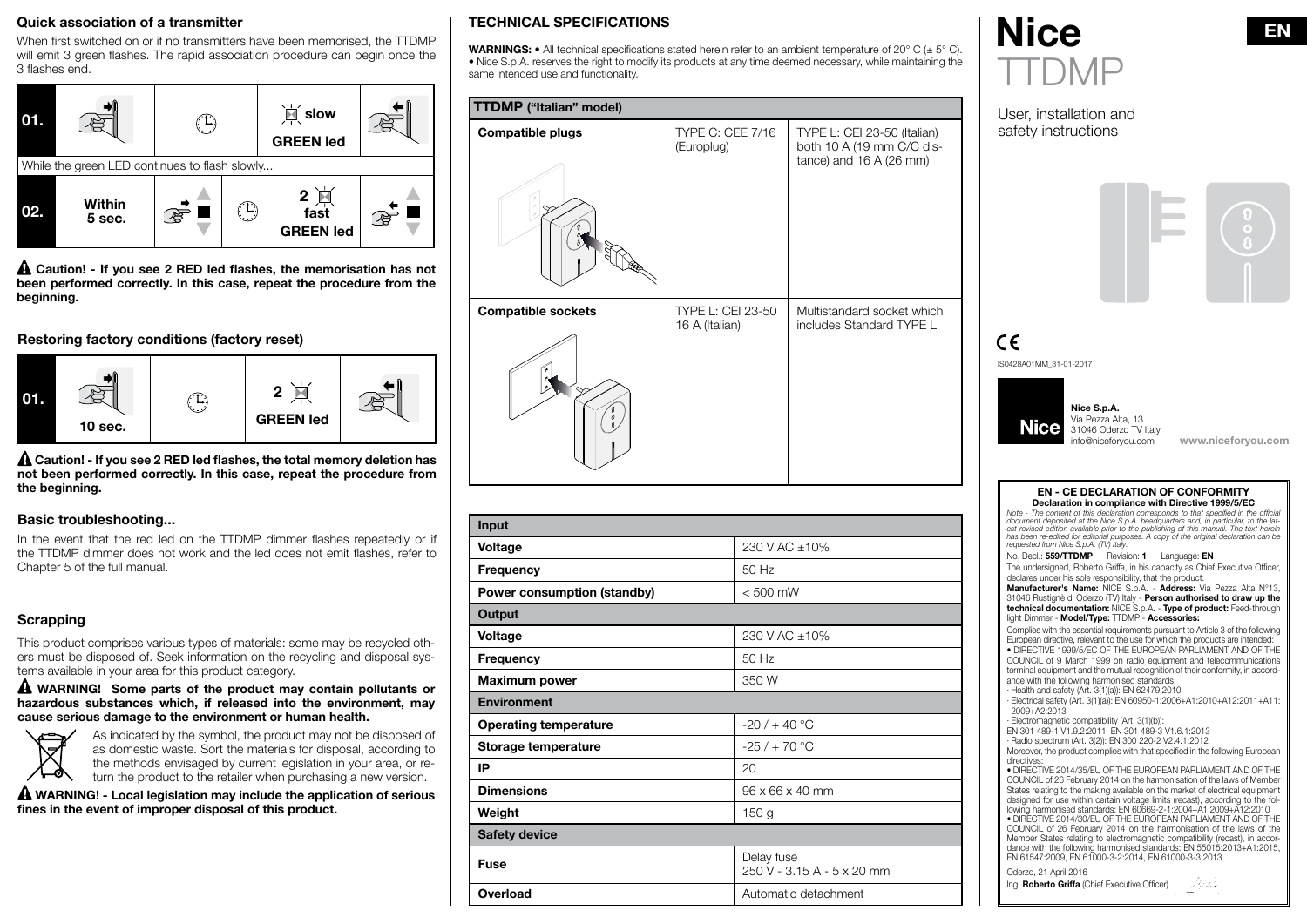## Quick association of a transmitter

When first switched on or if no transmitters have been memorised, the TTDMP will emit 3 green flashes. The rapid association procedure can begin once the 3 flashes end.

| | | | | |
|---|---|---|---|---|
| **01.** | | | slow **GREEN led** | |

While the green LED continues to flash slowly...

| | | | | | |
|---|---|---|---|---|---|
| **02.** | **Within 5 sec.** | | | **2 fast GREEN led** | |

**Caution! - If you see 2 RED led flashes, the memorisation has not been performed correctly. In this case, repeat the procedure from the beginning.**

## Restoring factory conditions (factory reset)

| | | | | |
|---|---|---|---|---|
| **01.** | **10 sec.** | | **2 GREEN led** | |

**Caution! - If you see 2 RED led flashes, the total memory deletion has not been performed correctly. In this case, repeat the procedure from the beginning.**

## Basic troubleshooting...

In the event that the red led on the TTDMP dimmer flashes repeatedly or if the TTDMP dimmer does not work and the led does not emit flashes, refer to Chapter 5 of the full manual.

## Scrapping

This product comprises various types of materials: some may be recycled others must be disposed of. Seek information on the recycling and disposal systems available in your area for this product category.

**WARNING! Some parts of the product may contain pollutants or hazardous substances which, if released into the environment, may cause serious damage to the environment or human health.**

As indicated by the symbol, the product may not be disposed of as domestic waste. Sort the materials for disposal, according to the methods envisaged by current legislation in your area, or return the product to the retailer when purchasing a new version.

**WARNING! - Local legislation may include the application of serious fines in the event of improper disposal of this product.**

## TECHNICAL SPECIFICATIONS

**WARNINGS:** • All technical specifications stated herein refer to an ambient temperature of 20° C (± 5° C). • Nice S.p.A. reserves the right to modify its products at any time deemed necessary, while maintaining the same intended use and functionality.

| **TTDMP ("Italian" model)** | | |
|---|---|---|
| **Compatible plugs** | TYPE C: CEE 7/16 (Europlug) | TYPE L: CEI 23-50 (Italian) both 10 A (19 mm C/C distance) and 16 A (26 mm) |
| **Compatible sockets** | TYPE L: CEI 23-50 16 A (Italian) | Multistandard socket which includes Standard TYPE L |

| **Input** | |
|---|---|
| **Voltage** | 230 V AC ±10% |
| **Frequency** | 50 Hz |
| **Power consumption (standby)** | < 500 mW |
| **Output** | |
| **Voltage** | 230 V AC ±10% |
| **Frequency** | 50 Hz |
| **Maximum power** | 350 W |
| **Environment** | |
| **Operating temperature** | -20 / + 40 °C |
| **Storage temperature** | -25 / + 70 °C |
| **IP** | 20 |
| **Dimensions** | 96 x 66 x 40 mm |
| **Weight** | 150 g |
| **Safety device** | |
| **Fuse** | Delay fuse 250 V - 3.15 A - 5 x 20 mm |
| **Overload** | Automatic detachment |

# Nice TTDMP

**EN**

User, installation and safety instructions

CE

IS0428A01MM_31-01-2017

**Nice S.p.A.**
Via Pezza Alta, 13
31046 Oderzo TV Italy
info@niceforyou.com

**www.niceforyou.com**

### EN - CE DECLARATION OF CONFORMITY

**Declaration in compliance with Directive 1999/5/EC**

*Note - The content of this declaration corresponds to that specified in the official document deposited at the Nice S.p.A. headquarters and, in particular, to the latest revised edition available prior to the publishing of this manual. The text herein has been re-edited for editorial purposes. A copy of the original declaration can be requested from Nice S.p.A. (TV) Italy.*

No. Decl.: **559/TTDMP** Revision: **1** Language: **EN**

The undersigned, Roberto Griffa, in his capacity as Chief Executive Officer, declares under his sole responsibility, that the product:

**Manufacturer's Name:** NICE S.p.A. - **Address:** Via Pezza Alta N°13, 31046 Rustignè di Oderzo (TV) Italy - **Person authorised to draw up the technical documentation:** NICE S.p.A. - **Type of product:** Feed-through light Dimmer - **Model/Type:** TTDMP - **Accessories:**

Complies with the essential requirements pursuant to Article 3 of the following European directive, relevant to the use for which the products are intended:

• DIRECTIVE 1999/5/EC OF THE EUROPEAN PARLIAMENT AND OF THE COUNCIL of 9 March 1999 on radio equipment and telecommunications terminal equipment and the mutual recognition of their conformity, in accordance with the following harmonised standards:
- Health and safety (Art. 3(1)(a)): EN 62479:2010
- Electrical safety (Art. 3(1)(a)): EN 60950-1:2006+A1:2010+A12:2011+A11:2009+A2:2013
- Electromagnetic compatibility (Art. 3(1)(b)):
EN 301 489-1 V1.9.2:2011, EN 301 489-3 V1.6.1:2013
- Radio spectrum (Art. 3(2)): EN 300 220-2 V2.4.1:2012

Moreover, the product complies with that specified in the following European directives:

• DIRECTIVE 2014/35/EU OF THE EUROPEAN PARLIAMENT AND OF THE COUNCIL of 26 February 2014 on the harmonisation of the laws of Member States relating to the making available on the market of electrical equipment designed for use within certain voltage limits (recast), according to the following harmonised standards: EN 60669-2-1:2004+A1:2009+A12:2010

• DIRECTIVE 2014/30/EU OF THE EUROPEAN PARLIAMENT AND OF THE COUNCIL of 26 February 2014 on the harmonisation of the laws of the Member States relating to electromagnetic compatibility (recast), in accordance with the following harmonised standards: EN 55015:2013+A1:2015, EN 61547:2009, EN 61000-3-2:2014, EN 61000-3-3:2013

Oderzo, 21 April 2016

Ing. **Roberto Griffa** (Chief Executive Officer)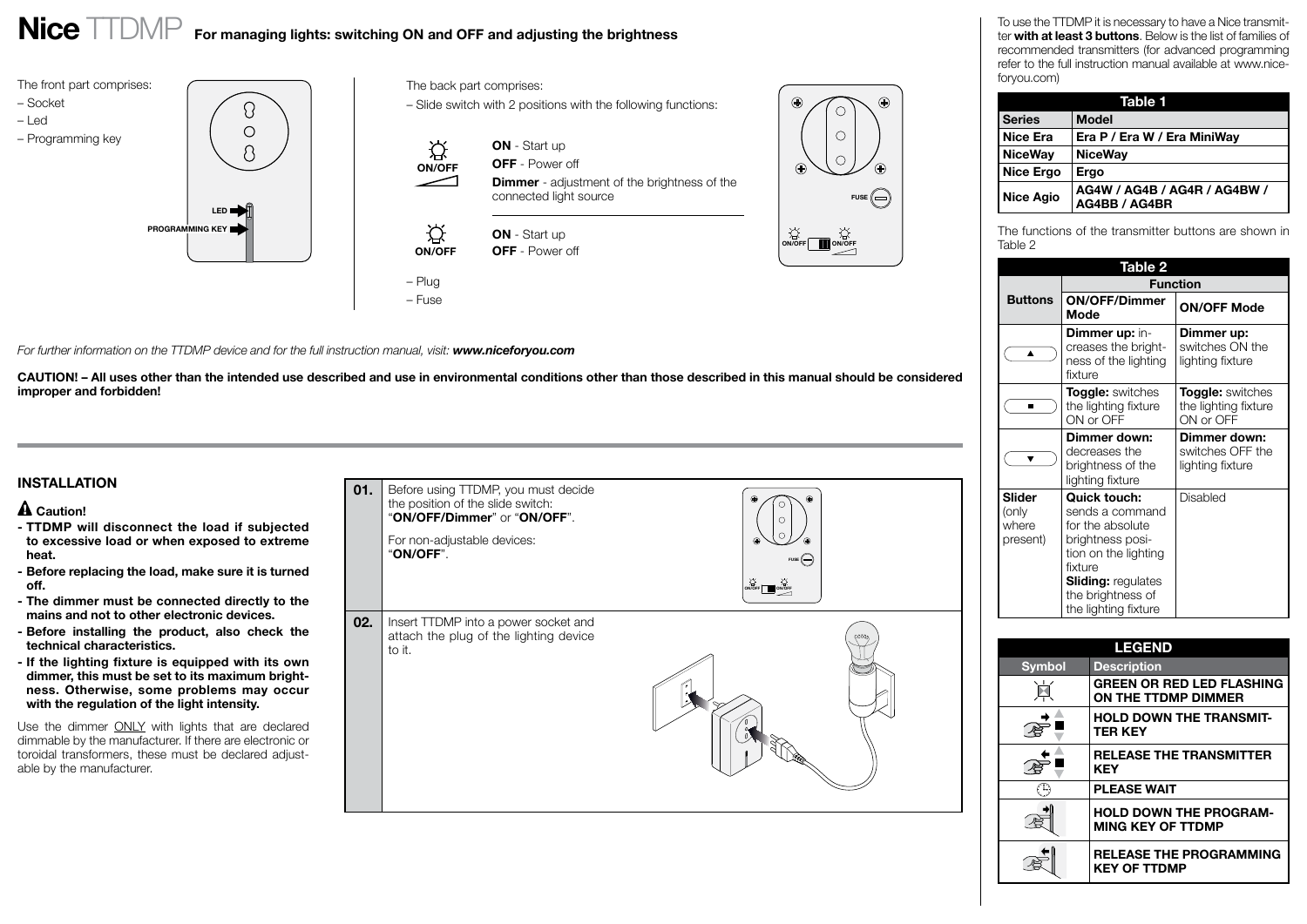# Nice TTDMP For managing lights: switching ON and OFF and adjusting the brightness

The front part comprises:
– Socket
– Led
– Programming key

LED
PROGRAMMING KEY

The back part comprises:
– Slide switch with 2 positions with the following functions:

ON/OFF
**ON** - Start up
**OFF** - Power off
**Dimmer** - adjustment of the brightness of the connected light source

ON/OFF
**ON** - Start up
**OFF** - Power off

– Plug
– Fuse

FUSE
ON/OFF ON/OFF

*For further information on the TTDMP device and for the full instruction manual, visit:* ***www.niceforyou.com***

**CAUTION! – All uses other than the intended use described and use in environmental conditions other than those described in this manual should be considered improper and forbidden!**

## INSTALLATION

**Caution!**

- **TTDMP will disconnect the load if subjected to excessive load or when exposed to extreme heat.**
- **Before replacing the load, make sure it is turned off.**
- **The dimmer must be connected directly to the mains and not to other electronic devices.**
- **Before installing the product, also check the technical characteristics.**
- **If the lighting fixture is equipped with its own dimmer, this must be set to its maximum brightness. Otherwise, some problems may occur with the regulation of the light intensity.**

Use the dimmer ONLY with lights that are declared dimmable by the manufacturer. If there are electronic or toroidal transformers, these must be declared adjustable by the manufacturer.

| | |
|---|---|
| **01.** | Before using TTDMP, you must decide the position of the slide switch: "**ON/OFF/Dimmer**" or "**ON/OFF**". For non-adjustable devices: "**ON/OFF**". |
| **02.** | Insert TTDMP into a power socket and attach the plug of the lighting device to it. |

To use the TTDMP it is necessary to have a Nice transmitter **with at least 3 buttons**. Below is the list of families of recommended transmitters (for advanced programming refer to the full instruction manual available at www.niceforyou.com)

**Table 1**

| Series | Model |
|---|---|
| Nice Era | Era P / Era W / Era MiniWay |
| NiceWay | NiceWay |
| Nice Ergo | Ergo |
| Nice Agio | AG4W / AG4B / AG4R / AG4BW / AG4BB / AG4BR |

The functions of the transmitter buttons are shown in Table 2

**Table 2**

| Buttons | Function | |
|---|---|---|
| | **ON/OFF/Dimmer Mode** | **ON/OFF Mode** |
| ▲ | **Dimmer up:** increases the brightness of the lighting fixture | **Dimmer up:** switches ON the lighting fixture |
| ■ | **Toggle:** switches the lighting fixture ON or OFF | **Toggle:** switches the lighting fixture ON or OFF |
| ▼ | **Dimmer down:** decreases the brightness of the lighting fixture | **Dimmer down:** switches OFF the lighting fixture |
| **Slider** (only where present) | **Quick touch:** sends a command for the absolute brightness position on the lighting fixture **Sliding:** regulates the brightness of the lighting fixture | Disabled |

**LEGEND**

| Symbol | Description |
|---|---|
| | GREEN OR RED LED FLASHING ON THE TTDMP DIMMER |
| | HOLD DOWN THE TRANSMITTER KEY |
| | RELEASE THE TRANSMITTER KEY |
| | PLEASE WAIT |
| | HOLD DOWN THE PROGRAMMING KEY OF TTDMP |
| | RELEASE THE PROGRAMMING KEY OF TTDMP |